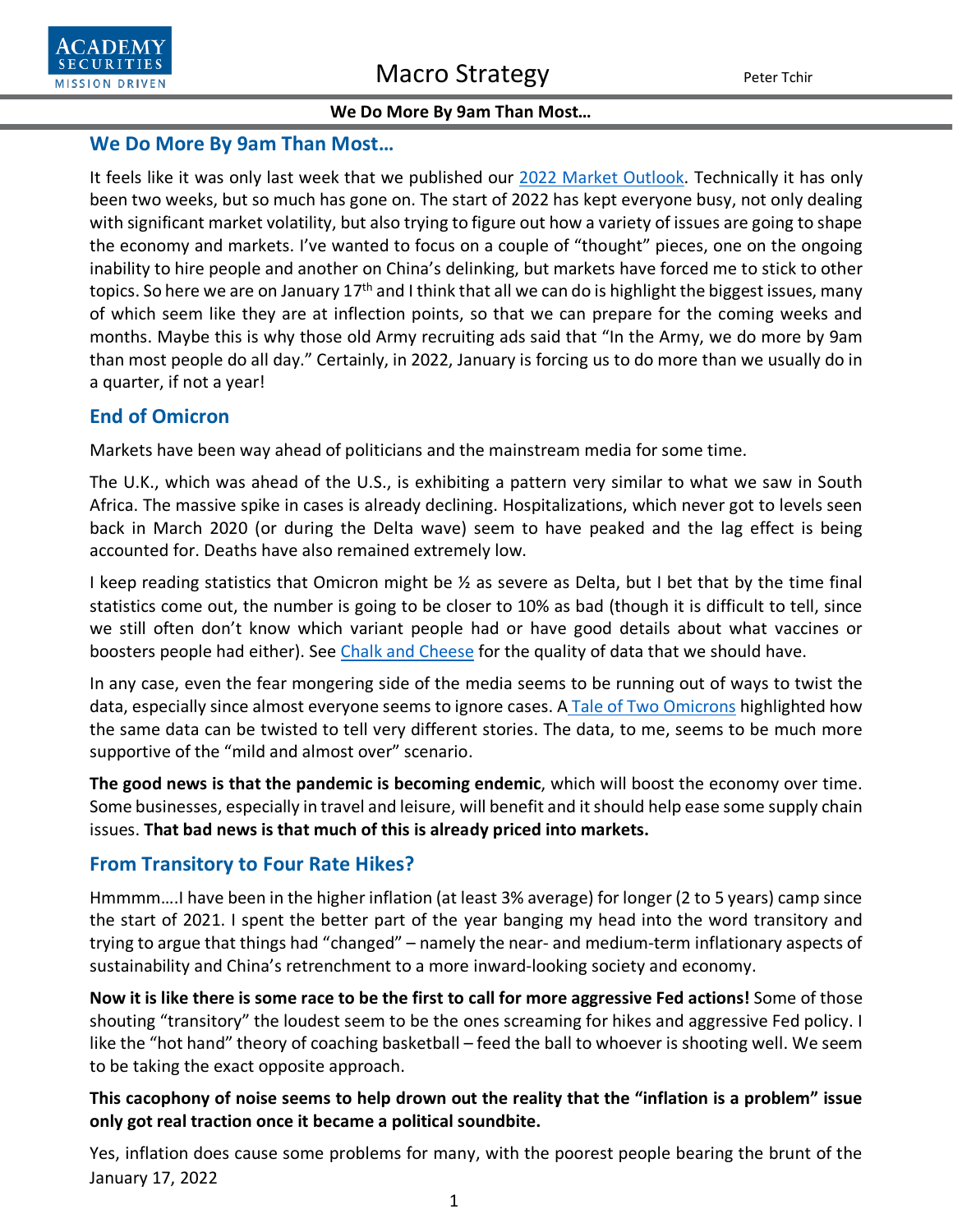## We Do More By 9am Than Most…

It feels like it was only last week that we published our 2022 Market Outlook. Technically it has only been two weeks, but so much has gone on. The start of 2022 has kept everyone busy, not only dealing with significant market volatility, but also trying to figure out how a variety of issues are going to shape the economy and markets. I've wanted to focus on a couple of "thought" pieces, one on the ongoing inability to hire people and another on China's delinking, but markets have forced me to stick to other topics. So here we are on January 17th and I think that all we can do is highlight the biggest issues, many of which seem like they are at inflection points, so that we can prepare for the coming weeks and months. Maybe this is why those old Army recruiting ads said that "In the Army, we do more by 9am than most people do all day." Certainly, in 2022, January is forcing us to do more than we usually do in a quarter, if not a year!

## End of Omicron

Markets have been way ahead of politicians and the mainstream media for some time.

The U.K., which was ahead of the U.S., is exhibiting a pattern very similar to what we saw in South Africa. The massive spike in cases is already declining. Hospitalizations, which never got to levels seen back in March 2020 (or during the Delta wave) seem to have peaked and the lag effect is being accounted for. Deaths have also remained extremely low.

I keep reading statistics that Omicron might be ½ as severe as Delta, but I bet that by the time final statistics come out, the number is going to be closer to 10% as bad (though it is difficult to tell, since we still often don't know which variant people had or have good details about what vaccines or boosters people had either). See Chalk and Cheese for the quality of data that we should have.

In any case, even the fear mongering side of the media seems to be running out of ways to twist the data, especially since almost everyone seems to ignore cases. A Tale of Two Omicrons highlighted how the same data can be twisted to tell very different stories. The data, to me, seems to be much more supportive of the "mild and almost over" scenario.

**The good news is that the pandemic is becoming endemic**, which will boost the economy over time. Some businesses, especially in travel and leisure, will benefit and it should help ease some supply chain issues. **That bad news is that much of this is already priced into markets.**

## From Transitory to Four Rate Hikes?

Hmmmm….I have been in the higher inflation (at least 3% average) for longer (2 to 5 years) camp since the start of 2021. I spent the better part of the year banging my head into the word transitory and trying to argue that things had "changed" – namely the near- and medium-term inflationary aspects of sustainability and China's retrenchment to a more inward-looking society and economy.

**Now it is like there is some race to be the first to call for more aggressive Fed actions!** Some of those shouting "transitory" the loudest seem to be the ones screaming for hikes and aggressive Fed policy. I like the "hot hand" theory of coaching basketball – feed the ball to whoever is shooting well. We seem to be taking the exact opposite approach.

**This cacophony of noise seems to help drown out the reality that the "inflation is a problem" issue only got real traction once it became a political soundbite.**

Yes, inflation does cause some problems for many, with the poorest people bearing the brunt of the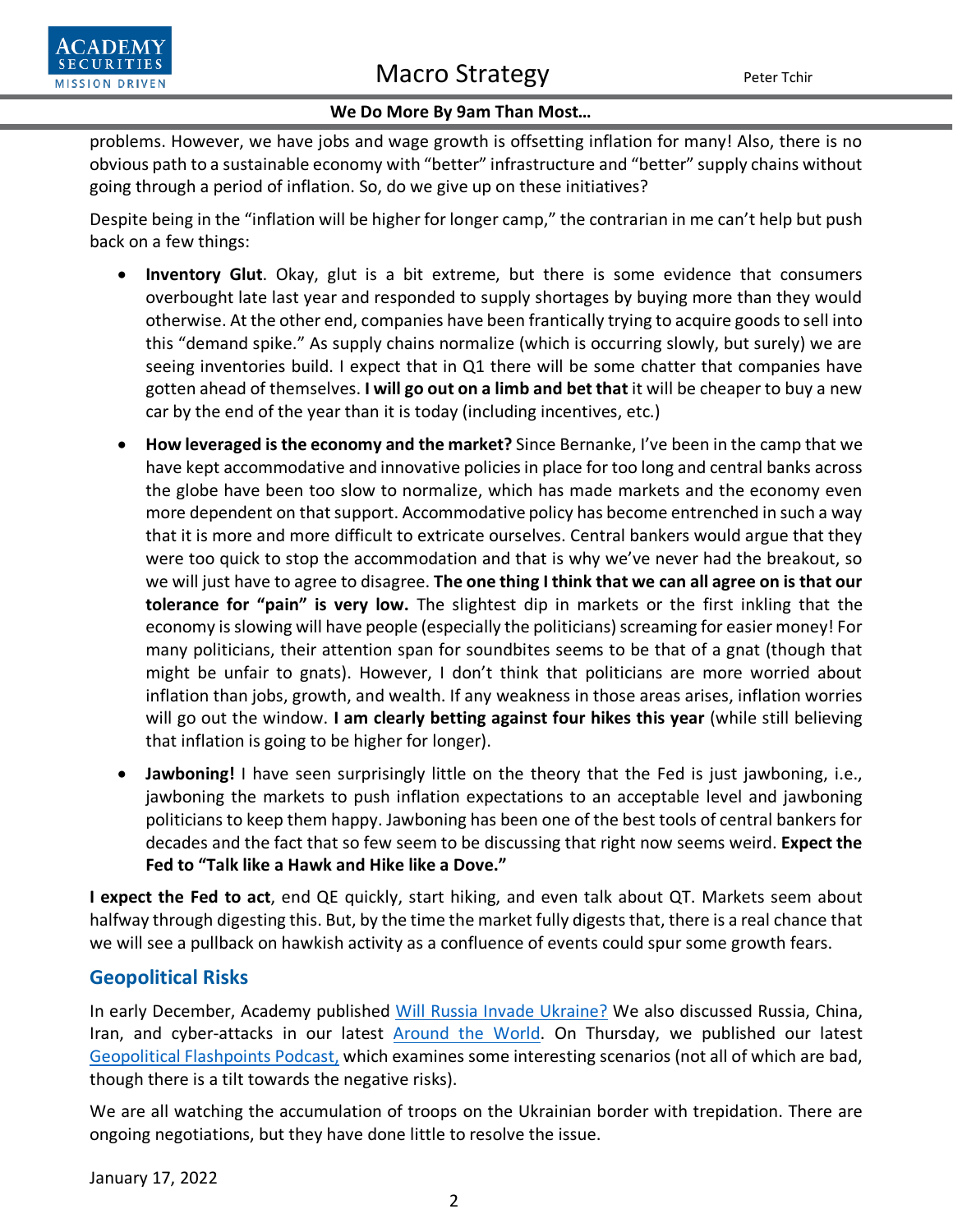problems. However, we have jobs and wage growth is offsetting inflation for many! Also, there is no obvious path to a sustainable economy with "better" infrastructure and "better" supply chains without going through a period of inflation. So, do we give up on these initiatives?

Despite being in the "inflation will be higher for longer camp," the contrarian in me can't help but push back on a few things:

- **Inventory Glut**. Okay, glut is a bit extreme, but there is some evidence that consumers overbought late last year and responded to supply shortages by buying more than they would otherwise. At the other end, companies have been frantically trying to acquire goods to sell into this "demand spike." As supply chains normalize (which is occurring slowly, but surely) we are seeing inventories build. I expect that in Q1 there will be some chatter that companies have gotten ahead of themselves. **I will go out on a limb and bet that** it will be cheaper to buy a new car by the end of the year than it is today (including incentives, etc.)
- **How leveraged is the economy and the market?** Since Bernanke, I've been in the camp that we have kept accommodative and innovative policies in place for too long and central banks across the globe have been too slow to normalize, which has made markets and the economy even more dependent on that support. Accommodative policy has become entrenched in such a way that it is more and more difficult to extricate ourselves. Central bankers would argue that they were too quick to stop the accommodation and that is why we've never had the breakout, so we will just have to agree to disagree. **The one thing I think that we can all agree on is that our tolerance for "pain" is very low.** The slightest dip in markets or the first inkling that the economy is slowing will have people (especially the politicians) screaming for easier money! For many politicians, their attention span for soundbites seems to be that of a gnat (though that might be unfair to gnats). However, I don't think that politicians are more worried about inflation than jobs, growth, and wealth. If any weakness in those areas arises, inflation worries will go out the window. **I am clearly betting against four hikes this year** (while still believing that inflation is going to be higher for longer).
- **Jawboning!** I have seen surprisingly little on the theory that the Fed is just jawboning, i.e., jawboning the markets to push inflation expectations to an acceptable level and jawboning politicians to keep them happy. Jawboning has been one of the best tools of central bankers for decades and the fact that so few seem to be discussing that right now seems weird. **Expect the Fed to "Talk like a Hawk and Hike like a Dove."**

**I expect the Fed to act**, end QE quickly, start hiking, and even talk about QT. Markets seem about halfway through digesting this. But, by the time the market fully digests that, there is a real chance that we will see a pullback on hawkish activity as a confluence of events could spur some growth fears.

## Geopolitical Risks

In early December, Academy published [Will Russia Invade Ukraine?]() We also discussed Russia, China, Iran, and cyber-attacks in our latest [Around the World](). On Thursday, we published our latest [Geopolitical Flashpoints Podcast,]() which examines some interesting scenarios (not all of which are bad, though there is a tilt towards the negative risks).

We are all watching the accumulation of troops on the Ukrainian border with trepidation. There are ongoing negotiations, but they have done little to resolve the issue.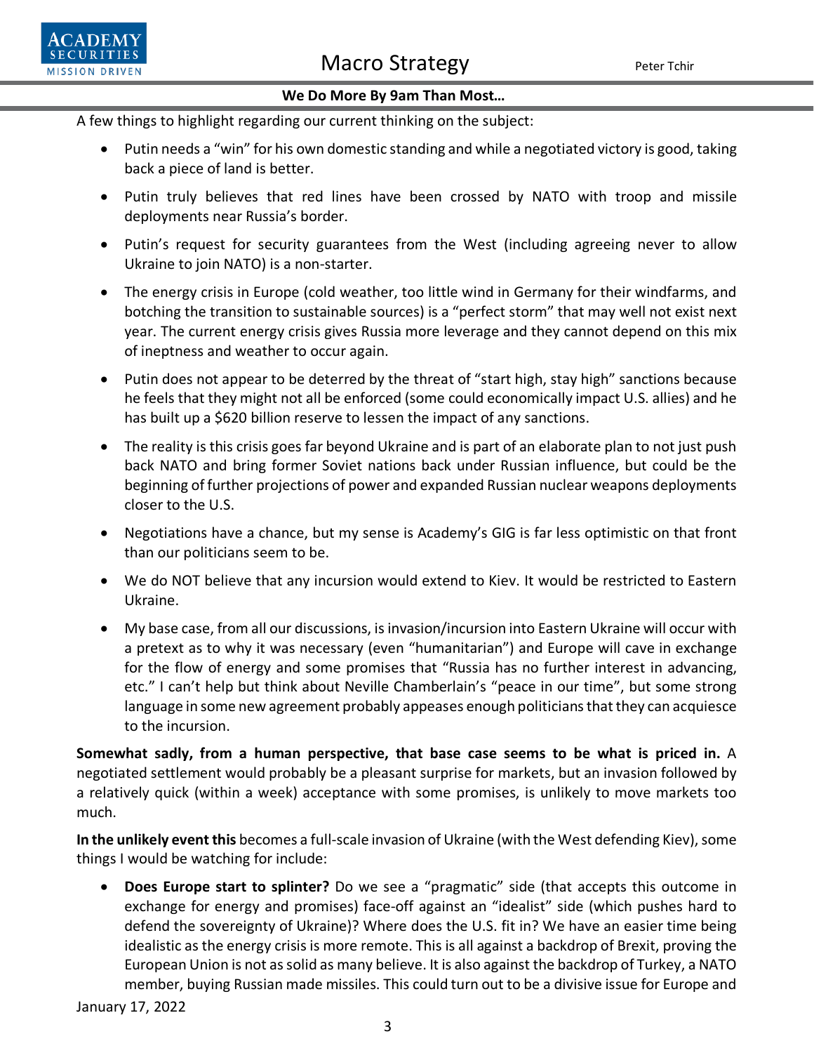A few things to highlight regarding our current thinking on the subject:

- Putin needs a "win" for his own domestic standing and while a negotiated victory is good, taking back a piece of land is better.
- Putin truly believes that red lines have been crossed by NATO with troop and missile deployments near Russia's border.
- Putin's request for security guarantees from the West (including agreeing never to allow Ukraine to join NATO) is a non-starter.
- The energy crisis in Europe (cold weather, too little wind in Germany for their windfarms, and botching the transition to sustainable sources) is a "perfect storm" that may well not exist next year. The current energy crisis gives Russia more leverage and they cannot depend on this mix of ineptness and weather to occur again.
- Putin does not appear to be deterred by the threat of "start high, stay high" sanctions because he feels that they might not all be enforced (some could economically impact U.S. allies) and he has built up a $620 billion reserve to lessen the impact of any sanctions.
- The reality is this crisis goes far beyond Ukraine and is part of an elaborate plan to not just push back NATO and bring former Soviet nations back under Russian influence, but could be the beginning of further projections of power and expanded Russian nuclear weapons deployments closer to the U.S.
- Negotiations have a chance, but my sense is Academy's GIG is far less optimistic on that front than our politicians seem to be.
- We do NOT believe that any incursion would extend to Kiev. It would be restricted to Eastern Ukraine.
- My base case, from all our discussions, is invasion/incursion into Eastern Ukraine will occur with a pretext as to why it was necessary (even "humanitarian") and Europe will cave in exchange for the flow of energy and some promises that "Russia has no further interest in advancing, etc." I can't help but think about Neville Chamberlain's "peace in our time", but some strong language in some new agreement probably appeases enough politicians that they can acquiesce to the incursion.

**Somewhat sadly, from a human perspective, that base case seems to be what is priced in.** A negotiated settlement would probably be a pleasant surprise for markets, but an invasion followed by a relatively quick (within a week) acceptance with some promises, is unlikely to move markets too much.

**In the unlikely event this** becomes a full-scale invasion of Ukraine (with the West defending Kiev), some things I would be watching for include:

- **Does Europe start to splinter?** Do we see a "pragmatic" side (that accepts this outcome in exchange for energy and promises) face-off against an "idealist" side (which pushes hard to defend the sovereignty of Ukraine)? Where does the U.S. fit in? We have an easier time being idealistic as the energy crisis is more remote. This is all against a backdrop of Brexit, proving the European Union is not as solid as many believe. It is also against the backdrop of Turkey, a NATO member, buying Russian made missiles. This could turn out to be a divisive issue for Europe and

January 17, 2022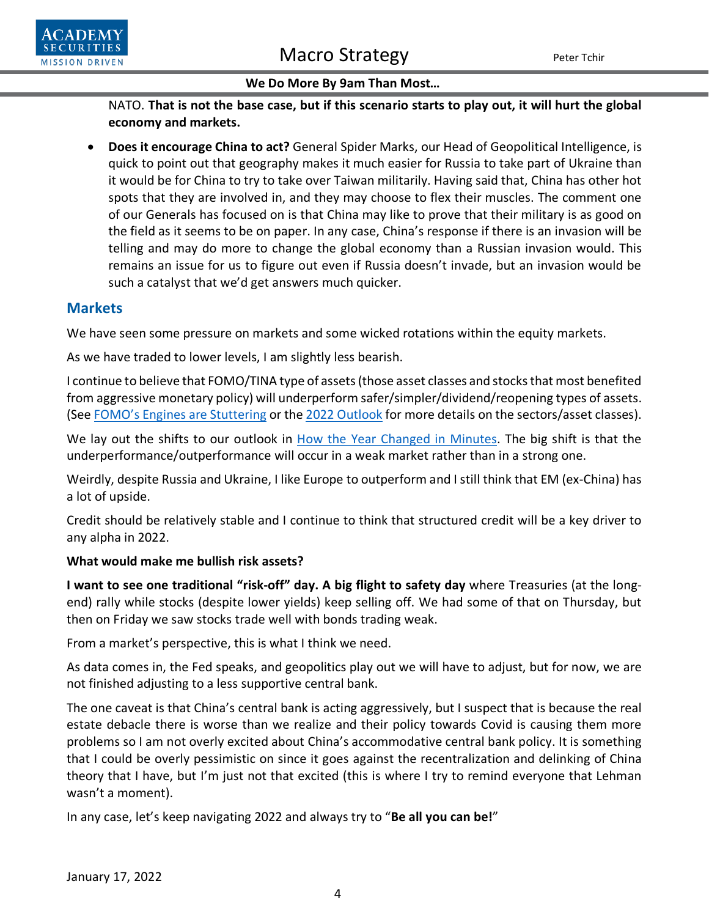NATO. **That is not the base case, but if this scenario starts to play out, it will hurt the global economy and markets.**

- **Does it encourage China to act?** General Spider Marks, our Head of Geopolitical Intelligence, is quick to point out that geography makes it much easier for Russia to take part of Ukraine than it would be for China to try to take over Taiwan militarily. Having said that, China has other hot spots that they are involved in, and they may choose to flex their muscles. The comment one of our Generals has focused on is that China may like to prove that their military is as good on the field as it seems to be on paper. In any case, China's response if there is an invasion will be telling and may do more to change the global economy than a Russian invasion would. This remains an issue for us to figure out even if Russia doesn't invade, but an invasion would be such a catalyst that we'd get answers much quicker.

## Markets

We have seen some pressure on markets and some wicked rotations within the equity markets.

As we have traded to lower levels, I am slightly less bearish.

I continue to believe that FOMO/TINA type of assets (those asset classes and stocks that most benefited from aggressive monetary policy) will underperform safer/simpler/dividend/reopening types of assets. (See FOMO's Engines are Stuttering or the 2022 Outlook for more details on the sectors/asset classes).

We lay out the shifts to our outlook in How the Year Changed in Minutes. The big shift is that the underperformance/outperformance will occur in a weak market rather than in a strong one.

Weirdly, despite Russia and Ukraine, I like Europe to outperform and I still think that EM (ex-China) has a lot of upside.

Credit should be relatively stable and I continue to think that structured credit will be a key driver to any alpha in 2022.

**What would make me bullish risk assets?**

**I want to see one traditional "risk-off" day. A big flight to safety day** where Treasuries (at the long-end) rally while stocks (despite lower yields) keep selling off. We had some of that on Thursday, but then on Friday we saw stocks trade well with bonds trading weak.

From a market's perspective, this is what I think we need.

As data comes in, the Fed speaks, and geopolitics play out we will have to adjust, but for now, we are not finished adjusting to a less supportive central bank.

The one caveat is that China's central bank is acting aggressively, but I suspect that is because the real estate debacle there is worse than we realize and their policy towards Covid is causing them more problems so I am not overly excited about China's accommodative central bank policy. It is something that I could be overly pessimistic on since it goes against the recentralization and delinking of China theory that I have, but I'm just not that excited (this is where I try to remind everyone that Lehman wasn't a moment).

In any case, let's keep navigating 2022 and always try to "**Be all you can be!**"

January 17, 2022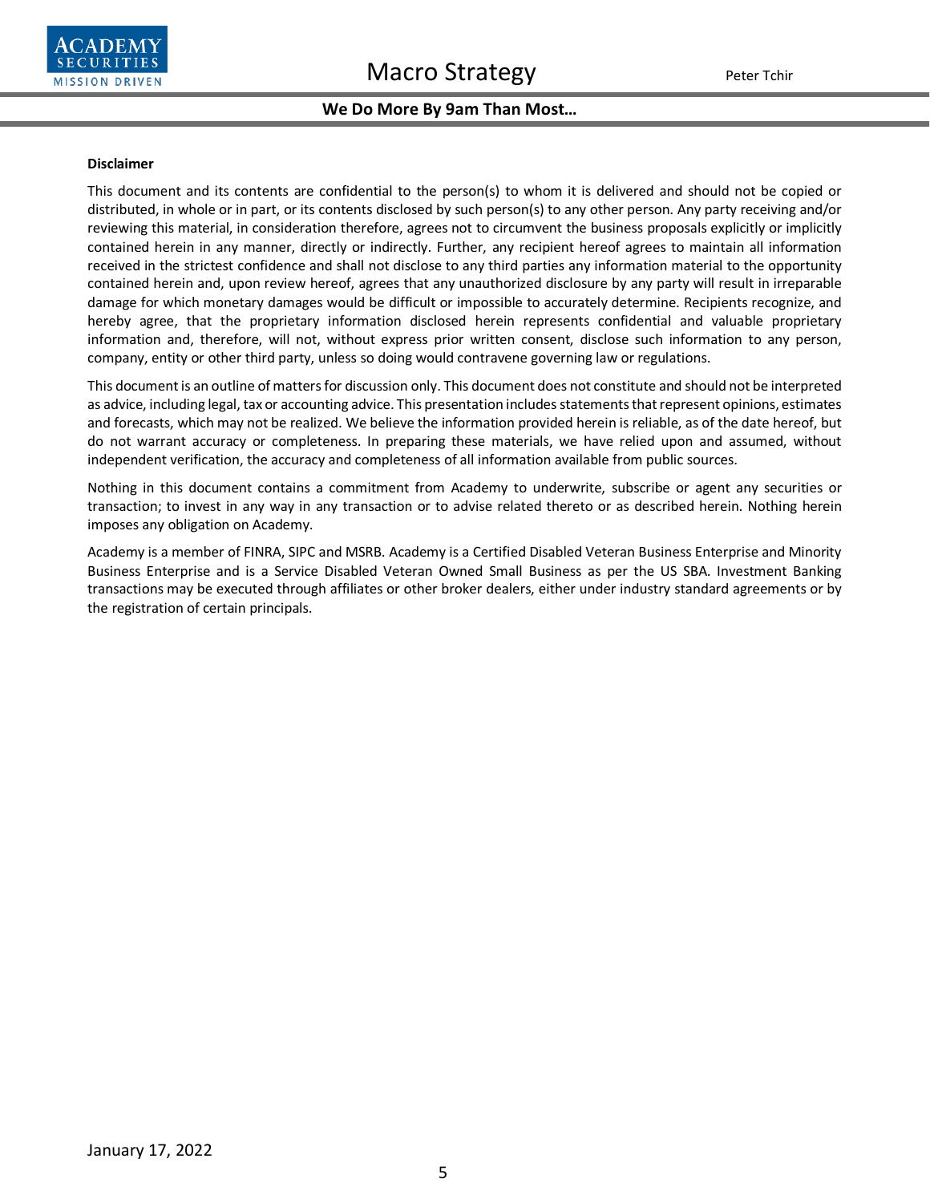**Disclaimer**

This document and its contents are confidential to the person(s) to whom it is delivered and should not be copied or distributed, in whole or in part, or its contents disclosed by such person(s) to any other person. Any party receiving and/or reviewing this material, in consideration therefore, agrees not to circumvent the business proposals explicitly or implicitly contained herein in any manner, directly or indirectly. Further, any recipient hereof agrees to maintain all information received in the strictest confidence and shall not disclose to any third parties any information material to the opportunity contained herein and, upon review hereof, agrees that any unauthorized disclosure by any party will result in irreparable damage for which monetary damages would be difficult or impossible to accurately determine. Recipients recognize, and hereby agree, that the proprietary information disclosed herein represents confidential and valuable proprietary information and, therefore, will not, without express prior written consent, disclose such information to any person, company, entity or other third party, unless so doing would contravene governing law or regulations.

This document is an outline of matters for discussion only. This document does not constitute and should not be interpreted as advice, including legal, tax or accounting advice. This presentation includes statements that represent opinions, estimates and forecasts, which may not be realized. We believe the information provided herein is reliable, as of the date hereof, but do not warrant accuracy or completeness. In preparing these materials, we have relied upon and assumed, without independent verification, the accuracy and completeness of all information available from public sources.

Nothing in this document contains a commitment from Academy to underwrite, subscribe or agent any securities or transaction; to invest in any way in any transaction or to advise related thereto or as described herein. Nothing herein imposes any obligation on Academy.

Academy is a member of FINRA, SIPC and MSRB. Academy is a Certified Disabled Veteran Business Enterprise and Minority Business Enterprise and is a Service Disabled Veteran Owned Small Business as per the US SBA. Investment Banking transactions may be executed through affiliates or other broker dealers, either under industry standard agreements or by the registration of certain principals.